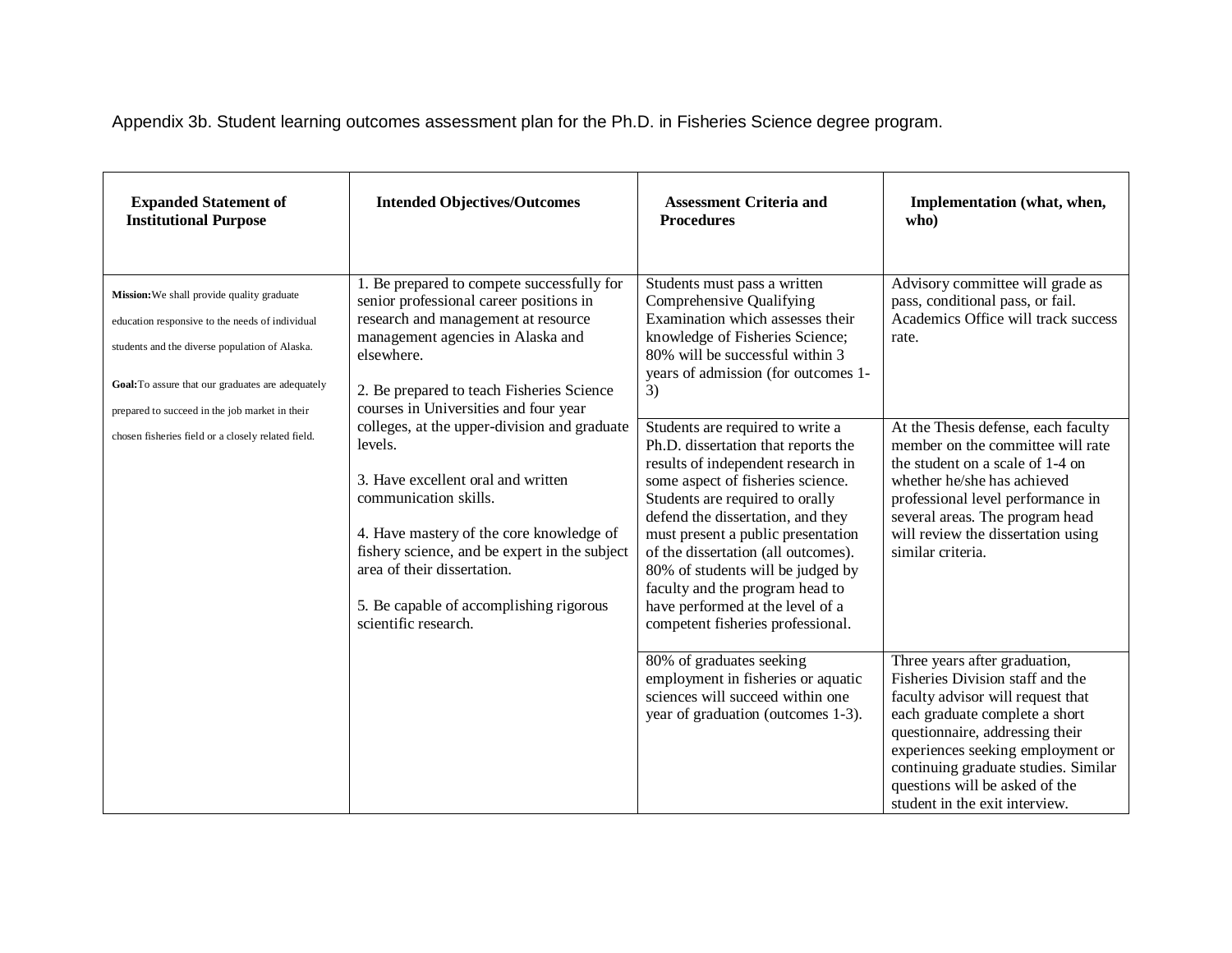Appendix 3b. Student learning outcomes assessment plan for the Ph.D. in Fisheries Science degree program.

| Expanded Statement of Institutional Purpose | Intended Objectives/Outcomes | Assessment Criteria and Procedures | Implementation (what, when, who) |
|---|---|---|---|
| **Mission:** We shall provide quality graduate education responsive to the needs of individual students and the diverse population of Alaska.<br><br>**Goal:** To assure that our graduates are adequately prepared to succeed in the job market in their chosen fisheries field or a closely related field. | 1. Be prepared to compete successfully for senior professional career positions in research and management at resource management agencies in Alaska and elsewhere.<br><br>2. Be prepared to teach Fisheries Science courses in Universities and four year colleges, at the upper-division and graduate levels.<br><br>3. Have excellent oral and written communication skills.<br><br>4. Have mastery of the core knowledge of fishery science, and be expert in the subject area of their dissertation.<br><br>5. Be capable of accomplishing rigorous scientific research. | Students must pass a written Comprehensive Qualifying Examination which assesses their knowledge of Fisheries Science; 80% will be successful within 3 years of admission (for outcomes 1-3) | Advisory committee will grade as pass, conditional pass, or fail. Academics Office will track success rate. |
| | | Students are required to write a Ph.D. dissertation that reports the results of independent research in some aspect of fisheries science. Students are required to orally defend the dissertation, and they must present a public presentation of the dissertation (all outcomes). 80% of students will be judged by faculty and the program head to have performed at the level of a competent fisheries professional. | At the Thesis defense, each faculty member on the committee will rate the student on a scale of 1-4 on whether he/she has achieved professional level performance in several areas. The program head will review the dissertation using similar criteria. |
| | | 80% of graduates seeking employment in fisheries or aquatic sciences will succeed within one year of graduation (outcomes 1-3). | Three years after graduation, Fisheries Division staff and the faculty advisor will request that each graduate complete a short questionnaire, addressing their experiences seeking employment or continuing graduate studies. Similar questions will be asked of the student in the exit interview. |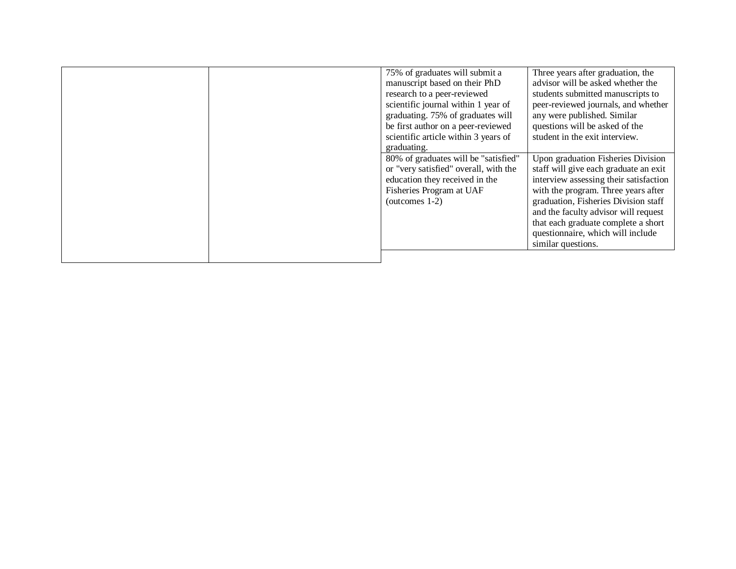| | | | |
|---|---|---|---|
| | | 75% of graduates will submit a manuscript based on their PhD research to a peer-reviewed scientific journal within 1 year of graduating. 75% of graduates will be first author on a peer-reviewed scientific article within 3 years of graduating. | Three years after graduation, the advisor will be asked whether the students submitted manuscripts to peer-reviewed journals, and whether any were published. Similar questions will be asked of the student in the exit interview. |
| | | 80% of graduates will be "satisfied" or "very satisfied" overall, with the education they received in the Fisheries Program at UAF (outcomes 1-2) | Upon graduation Fisheries Division staff will give each graduate an exit interview assessing their satisfaction with the program. Three years after graduation, Fisheries Division staff and the faculty advisor will request that each graduate complete a short questionnaire, which will include similar questions. |